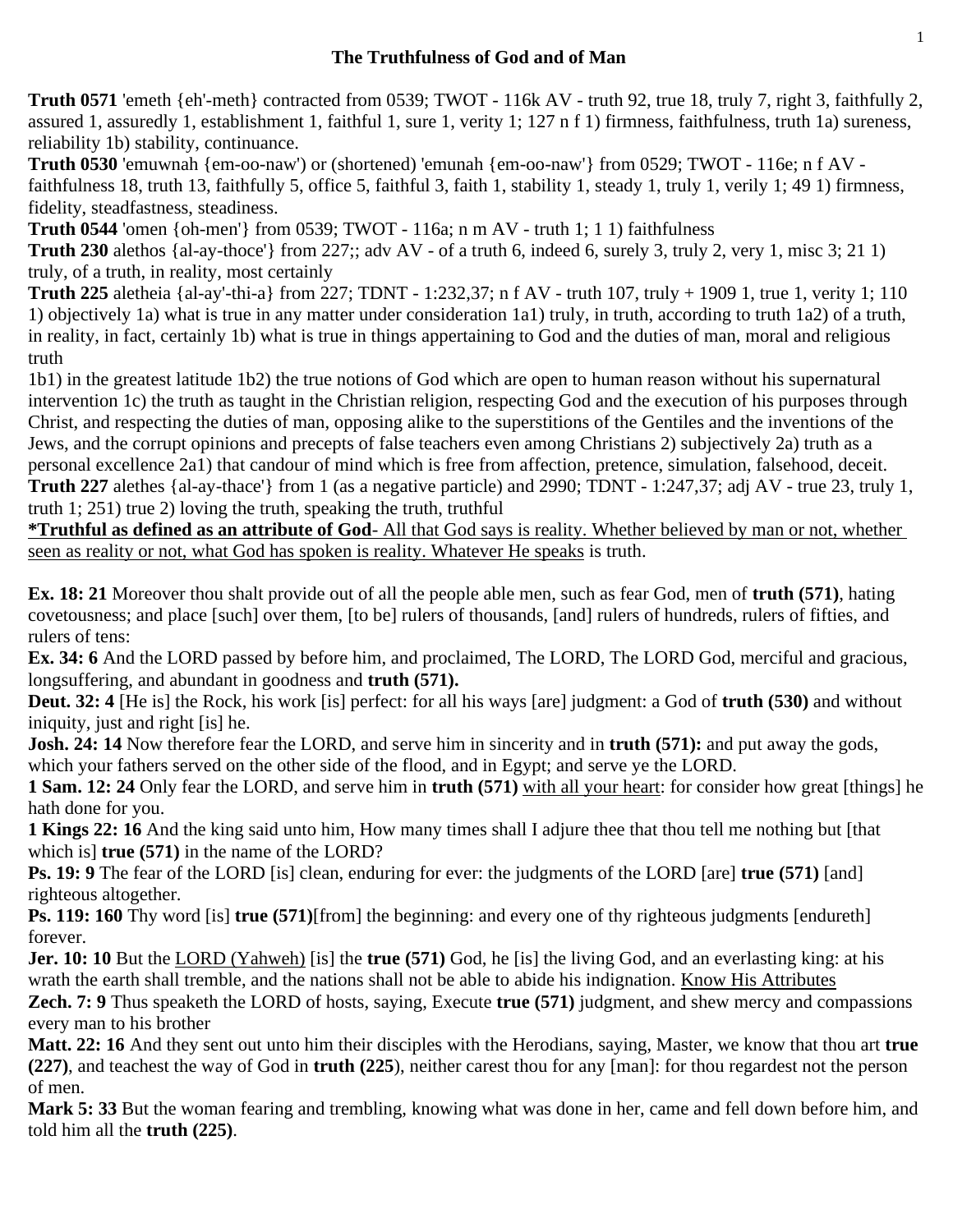## The Truthfulness of God and of Man

**Truth 0571** 'emeth {eh'-meth} contracted from 0539; TWOT - 116k AV - truth 92, true 18, truly 7, right 3, faithfully 2, assured 1, assuredly 1, establishment 1, faithful 1, sure 1, verity 1; 127 n f 1) firmness, faithfulness, truth 1a) sureness, reliability 1b) stability, continuance.

**Truth 0530** 'emuwnah {em-oo-naw') or (shortened) 'emunah {em-oo-naw'} from 0529; TWOT - 116e; n f AV - faithfulness 18, truth 13, faithfully 5, office 5, faithful 3, faith 1, stability 1, steady 1, truly 1, verily 1; 49 1) firmness, fidelity, steadfastness, steadiness.

**Truth 0544** 'omen {oh-men'} from 0539; TWOT - 116a; n m AV - truth 1; 1 1) faithfulness

**Truth 230** alethos {al-ay-thoce'} from 227;; adv AV - of a truth 6, indeed 6, surely 3, truly 2, very 1, misc 3; 21 1) truly, of a truth, in reality, most certainly

**Truth 225** aletheia {al-ay'-thi-a} from 227; TDNT - 1:232,37; n f AV - truth 107, truly + 1909 1, true 1, verity 1; 110 1) objectively 1a) what is true in any matter under consideration 1a1) truly, in truth, according to truth 1a2) of a truth, in reality, in fact, certainly 1b) what is true in things appertaining to God and the duties of man, moral and religious truth

1b1) in the greatest latitude 1b2) the true notions of God which are open to human reason without his supernatural intervention 1c) the truth as taught in the Christian religion, respecting God and the execution of his purposes through Christ, and respecting the duties of man, opposing alike to the superstitions of the Gentiles and the inventions of the Jews, and the corrupt opinions and precepts of false teachers even among Christians 2) subjectively 2a) truth as a personal excellence 2a1) that candour of mind which is free from affection, pretence, simulation, falsehood, deceit.

**Truth 227** alethes {al-ay-thace'} from 1 (as a negative particle) and 2990; TDNT - 1:247,37; adj AV - true 23, truly 1, truth 1; 251) true 2) loving the truth, speaking the truth, truthful

**\*Truthful as defined as an attribute of God**- All that God says is reality. Whether believed by man or not, whether seen as reality or not, what God has spoken is reality. Whatever He speaks is truth.

**Ex. 18: 21** Moreover thou shalt provide out of all the people able men, such as fear God, men of **truth (571)**, hating covetousness; and place [such] over them, [to be] rulers of thousands, [and] rulers of hundreds, rulers of fifties, and rulers of tens:

**Ex. 34: 6** And the LORD passed by before him, and proclaimed, The LORD, The LORD God, merciful and gracious, longsuffering, and abundant in goodness and **truth (571).**

**Deut. 32: 4** [He is] the Rock, his work [is] perfect: for all his ways [are] judgment: a God of **truth (530)** and without iniquity, just and right [is] he.

**Josh. 24: 14** Now therefore fear the LORD, and serve him in sincerity and in **truth (571):** and put away the gods, which your fathers served on the other side of the flood, and in Egypt; and serve ye the LORD.

**1 Sam. 12: 24** Only fear the LORD, and serve him in **truth (571)** with all your heart: for consider how great [things] he hath done for you.

**1 Kings 22: 16** And the king said unto him, How many times shall I adjure thee that thou tell me nothing but [that which is] **true (571)** in the name of the LORD?

**Ps. 19: 9** The fear of the LORD [is] clean, enduring for ever: the judgments of the LORD [are] **true (571)** [and] righteous altogether.

**Ps. 119: 160** Thy word [is] **true (571)**[from] the beginning: and every one of thy righteous judgments [endureth] forever.

**Jer. 10: 10** But the LORD (Yahweh) [is] the **true (571)** God, he [is] the living God, and an everlasting king: at his wrath the earth shall tremble, and the nations shall not be able to abide his indignation. Know His Attributes

**Zech. 7: 9** Thus speaketh the LORD of hosts, saying, Execute **true (571)** judgment, and shew mercy and compassions every man to his brother

**Matt. 22: 16** And they sent out unto him their disciples with the Herodians, saying, Master, we know that thou art **true (227)**, and teachest the way of God in **truth (225**), neither carest thou for any [man]: for thou regardest not the person of men.

**Mark 5: 33** But the woman fearing and trembling, knowing what was done in her, came and fell down before him, and told him all the **truth (225)**.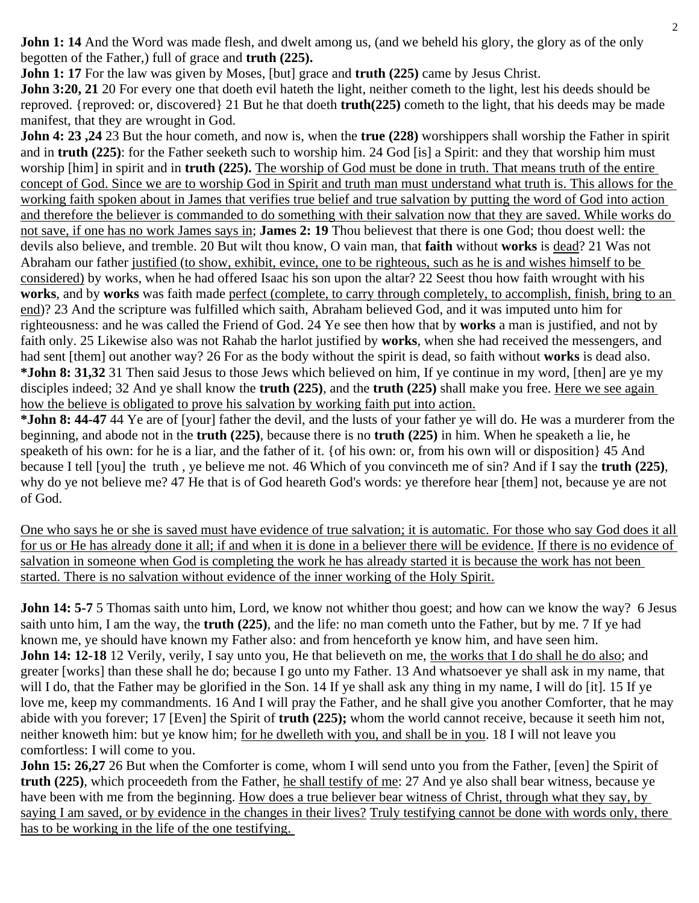**John 1: 14** And the Word was made flesh, and dwelt among us, (and we beheld his glory, the glory as of the only begotten of the Father,) full of grace and **truth (225).**

**John 1: 17** For the law was given by Moses, [but] grace and **truth (225)** came by Jesus Christ.

**John 3:20, 21** 20 For every one that doeth evil hateth the light, neither cometh to the light, lest his deeds should be reproved. {reproved: or, discovered} 21 But he that doeth **truth(225)** cometh to the light, that his deeds may be made manifest, that they are wrought in God.

**John 4: 23 ,24** 23 But the hour cometh, and now is, when the **true (228)** worshippers shall worship the Father in spirit and in **truth (225)**: for the Father seeketh such to worship him. 24 God [is] a Spirit: and they that worship him must worship [him] in spirit and in **truth (225).** <u>The worship of God must be done in truth. That means truth of the entire concept of God. Since we are to worship God in Spirit and truth man must understand what truth is. This allows for the working faith spoken about in James that verifies true belief and true salvation by putting the word of God into action and therefore the believer is commanded to do something with their salvation now that they are saved. While works do not save, if one has no work James says in</u>; **James 2: 19** Thou believest that there is one God; thou doest well: the devils also believe, and tremble. 20 But wilt thou know, O vain man, that **faith** without **works** is <u>dead</u>? 21 Was not Abraham our father <u>justified (to show, exhibit, evince, one to be righteous, such as he is and wishes himself to be considered)</u> by works, when he had offered Isaac his son upon the altar? 22 Seest thou how faith wrought with his **works**, and by **works** was faith made <u>perfect (complete, to carry through completely, to accomplish, finish, bring to an end)</u>? 23 And the scripture was fulfilled which saith, Abraham believed God, and it was imputed unto him for righteousness: and he was called the Friend of God. 24 Ye see then how that by **works** a man is justified, and not by faith only. 25 Likewise also was not Rahab the harlot justified by **works**, when she had received the messengers, and had sent [them] out another way? 26 For as the body without the spirit is dead, so faith without **works** is dead also.

**\*John 8: 31,32** 31 Then said Jesus to those Jews which believed on him, If ye continue in my word, [then] are ye my disciples indeed; 32 And ye shall know the **truth (225)**, and the **truth (225)** shall make you free. <u>Here we see again how the believe is obligated to prove his salvation by working faith put into action.</u>

**\*John 8: 44-47** 44 Ye are of [your] father the devil, and the lusts of your father ye will do. He was a murderer from the beginning, and abode not in the **truth (225)**, because there is no **truth (225)** in him. When he speaketh a lie, he speaketh of his own: for he is a liar, and the father of it. {of his own: or, from his own will or disposition} 45 And because I tell [you] the truth , ye believe me not. 46 Which of you convinceth me of sin? And if I say the **truth (225)**, why do ye not believe me? 47 He that is of God heareth God's words: ye therefore hear [them] not, because ye are not of God.

<u>One who says he or she is saved must have evidence of true salvation; it is automatic. For those who say God does it all for us or He has already done it all; if and when it is done in a believer there will be evidence.</u> <u>If there is no evidence of salvation in someone when God is completing the work he has already started it is because the work has not been started. There is no salvation without evidence of the inner working of the Holy Spirit.</u>

**John 14: 5-7** 5 Thomas saith unto him, Lord, we know not whither thou goest; and how can we know the way? 6 Jesus saith unto him, I am the way, the **truth (225)**, and the life: no man cometh unto the Father, but by me. 7 If ye had known me, ye should have known my Father also: and from henceforth ye know him, and have seen him.

**John 14: 12-18** 12 Verily, verily, I say unto you, He that believeth on me, <u>the works that I do shall he do also</u>; and greater [works] than these shall he do; because I go unto my Father. 13 And whatsoever ye shall ask in my name, that will I do, that the Father may be glorified in the Son. 14 If ye shall ask any thing in my name, I will do [it]. 15 If ye love me, keep my commandments. 16 And I will pray the Father, and he shall give you another Comforter, that he may abide with you forever; 17 [Even] the Spirit of **truth (225);** whom the world cannot receive, because it seeth him not, neither knoweth him: but ye know him; <u>for he dwelleth with you, and shall be in you</u>. 18 I will not leave you comfortless: I will come to you.

**John 15: 26,27** 26 But when the Comforter is come, whom I will send unto you from the Father, [even] the Spirit of **truth (225)**, which proceedeth from the Father, <u>he shall testify of me</u>: 27 And ye also shall bear witness, because ye have been with me from the beginning. <u>How does a true believer bear witness of Christ, through what they say, by saying I am saved, or by evidence in the changes in their lives?</u> <u>Truly testifying cannot be done with words only, there has to be working in the life of the one testifying.</u>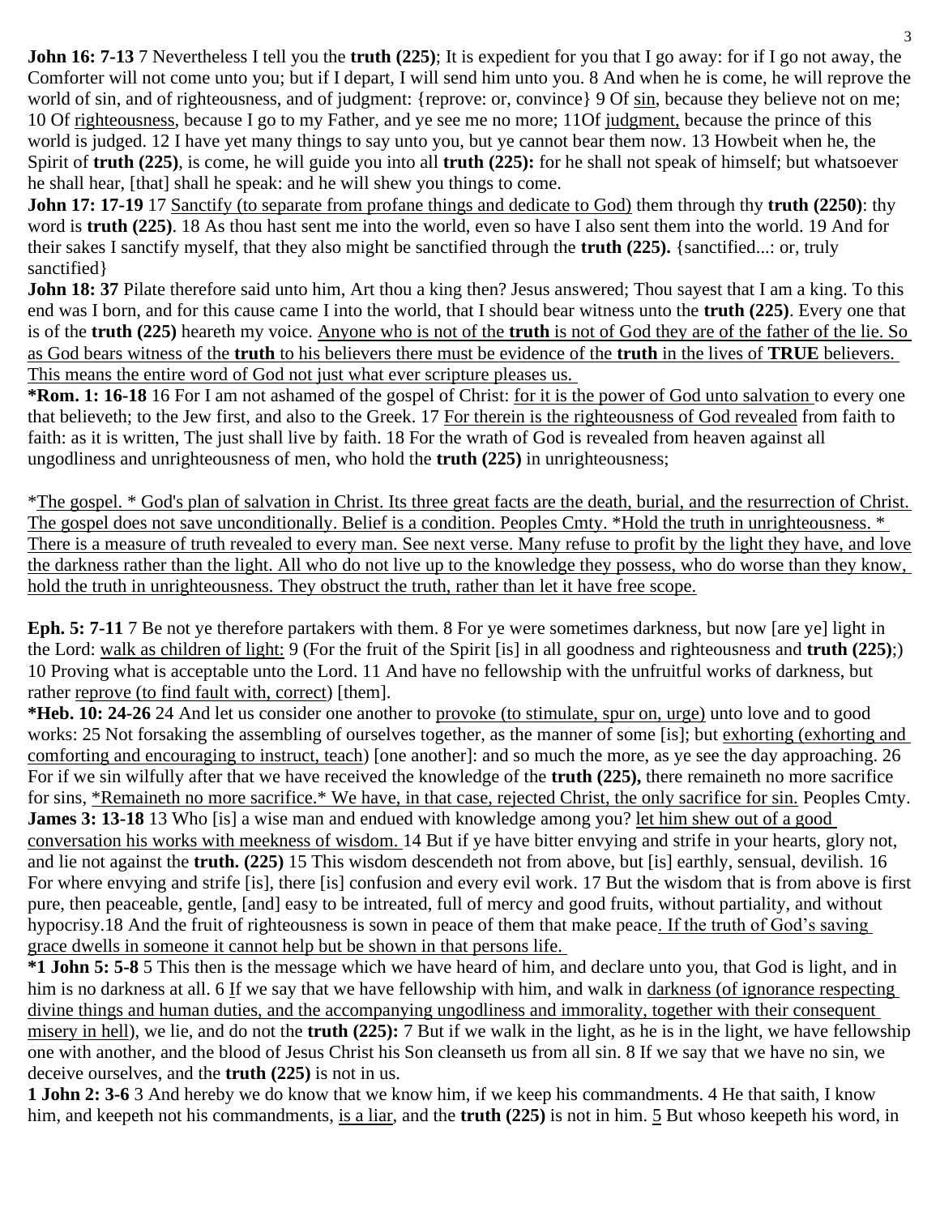**John 16: 7-13** 7 Nevertheless I tell you the **truth (225)**; It is expedient for you that I go away: for if I go not away, the Comforter will not come unto you; but if I depart, I will send him unto you. 8 And when he is come, he will reprove the world of sin, and of righteousness, and of judgment: {reprove: or, convince} 9 Of <u>sin</u>, because they believe not on me; 10 Of <u>righteousness</u>, because I go to my Father, and ye see me no more; 11Of <u>judgment,</u> because the prince of this world is judged. 12 I have yet many things to say unto you, but ye cannot bear them now. 13 Howbeit when he, the Spirit of **truth (225)**, is come, he will guide you into all **truth (225):** for he shall not speak of himself; but whatsoever he shall hear, [that] shall he speak: and he will shew you things to come.

**John 17: 17-19** 17 <u>Sanctify (to separate from profane things and dedicate to God)</u> them through thy **truth (2250)**: thy word is **truth (225)**. 18 As thou hast sent me into the world, even so have I also sent them into the world. 19 And for their sakes I sanctify myself, that they also might be sanctified through the **truth (225).** {sanctified...: or, truly sanctified}

**John 18: 37** Pilate therefore said unto him, Art thou a king then? Jesus answered; Thou sayest that I am a king. To this end was I born, and for this cause came I into the world, that I should bear witness unto the **truth (225)**. Every one that is of the **truth (225)** heareth my voice. <u>Anyone who is not of the **truth** is not of God they are of the father of the lie. So as God bears witness of the **truth** to his believers there must be evidence of the **truth** in the lives of **TRUE** believers. This means the entire word of God not just what ever scripture pleases us.</u>

**\*Rom. 1: 16-18** 16 For I am not ashamed of the gospel of Christ: <u>for it is the power of God unto salvation</u> to every one that believeth; to the Jew first, and also to the Greek. 17 <u>For therein is the righteousness of God revealed</u> from faith to faith: as it is written, The just shall live by faith. 18 For the wrath of God is revealed from heaven against all ungodliness and unrighteousness of men, who hold the **truth (225)** in unrighteousness;

\*<u>The gospel. \* God's plan of salvation in Christ. Its three great facts are the death, burial, and the resurrection of Christ. The gospel does not save unconditionally. Belief is a condition. Peoples Cmty. \*Hold the truth in unrighteousness. \* There is a measure of truth revealed to every man. See next verse. Many refuse to profit by the light they have, and love the darkness rather than the light. All who do not live up to the knowledge they possess, who do worse than they know, hold the truth in unrighteousness. They obstruct the truth, rather than let it have free scope.</u>

**Eph. 5: 7-11** 7 Be not ye therefore partakers with them. 8 For ye were sometimes darkness, but now [are ye] light in the Lord: <u>walk as children of light:</u> 9 (For the fruit of the Spirit [is] in all goodness and righteousness and **truth (225)**;) 10 Proving what is acceptable unto the Lord. 11 And have no fellowship with the unfruitful works of darkness, but rather <u>reprove (to find fault with, correct</u>) [them].

**\*Heb. 10: 24-26** 24 And let us consider one another to <u>provoke (to stimulate, spur on, urge)</u> unto love and to good works: 25 Not forsaking the assembling of ourselves together, as the manner of some [is]; but <u>exhorting (exhorting and comforting and encouraging to instruct, teach</u>) [one another]: and so much the more, as ye see the day approaching. 26 For if we sin wilfully after that we have received the knowledge of the **truth (225),** there remaineth no more sacrifice for sins, <u>\*Remaineth no more sacrifice.\* We have, in that case, rejected Christ, the only sacrifice for sin.</u> Peoples Cmty.

**James 3: 13-18** 13 Who [is] a wise man and endued with knowledge among you? <u>let him shew out of a good conversation his works with meekness of wisdom.</u> 14 But if ye have bitter envying and strife in your hearts, glory not, and lie not against the **truth. (225)** 15 This wisdom descendeth not from above, but [is] earthly, sensual, devilish. 16 For where envying and strife [is], there [is] confusion and every evil work. 17 But the wisdom that is from above is first pure, then peaceable, gentle, [and] easy to be intreated, full of mercy and good fruits, without partiality, and without hypocrisy.18 And the fruit of righteousness is sown in peace of them that make peace<u>. If the truth of God's saving grace dwells in someone it cannot help but be shown in that persons life.</u>

**\*1 John 5: 5-8** 5 This then is the message which we have heard of him, and declare unto you, that God is light, and in him is no darkness at all. 6 If we say that we have fellowship with him, and walk in <u>darkness (of ignorance respecting divine things and human duties, and the accompanying ungodliness and immorality, together with their consequent misery in hell</u>), we lie, and do not the **truth (225):** 7 But if we walk in the light, as he is in the light, we have fellowship one with another, and the blood of Jesus Christ his Son cleanseth us from all sin. 8 If we say that we have no sin, we deceive ourselves, and the **truth (225)** is not in us.

**1 John 2: 3-6** 3 And hereby we do know that we know him, if we keep his commandments. 4 He that saith, I know him, and keepeth not his commandments, <u>is a liar</u>, and the **truth (225)** is not in him. 5 But whoso keepeth his word, in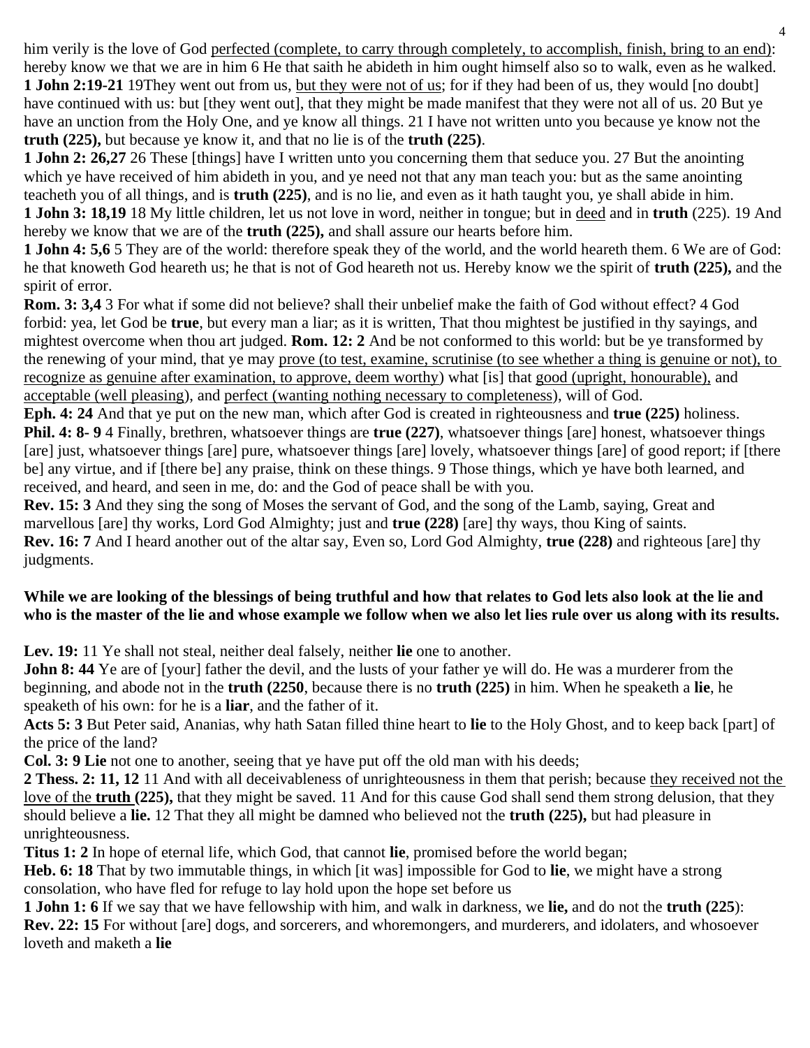him verily is the love of God perfected (complete, to carry through completely, to accomplish, finish, bring to an end): hereby know we that we are in him 6 He that saith he abideth in him ought himself also so to walk, even as he walked.
**1 John 2:19-21** 19They went out from us, but they were not of us; for if they had been of us, they would [no doubt] have continued with us: but [they went out], that they might be made manifest that they were not all of us. 20 But ye have an unction from the Holy One, and ye know all things. 21 I have not written unto you because ye know not the **truth (225),** but because ye know it, and that no lie is of the **truth (225)**.
**1 John 2: 26,27** 26 These [things] have I written unto you concerning them that seduce you. 27 But the anointing which ye have received of him abideth in you, and ye need not that any man teach you: but as the same anointing teacheth you of all things, and is **truth (225)**, and is no lie, and even as it hath taught you, ye shall abide in him.
**1 John 3: 18,19** 18 My little children, let us not love in word, neither in tongue; but in deed and in **truth** (225). 19 And hereby we know that we are of the **truth (225),** and shall assure our hearts before him.
**1 John 4: 5,6** 5 They are of the world: therefore speak they of the world, and the world heareth them. 6 We are of God: he that knoweth God heareth us; he that is not of God heareth not us. Hereby know we the spirit of **truth (225),** and the spirit of error.
**Rom. 3: 3,4** 3 For what if some did not believe? shall their unbelief make the faith of God without effect? 4 God forbid: yea, let God be **true**, but every man a liar; as it is written, That thou mightest be justified in thy sayings, and mightest overcome when thou art judged. **Rom. 12: 2** And be not conformed to this world: but be ye transformed by the renewing of your mind, that ye may prove (to test, examine, scrutinise (to see whether a thing is genuine or not), to recognize as genuine after examination, to approve, deem worthy) what [is] that good (upright, honourable), and acceptable (well pleasing), and perfect (wanting nothing necessary to completeness), will of God.
**Eph. 4: 24** And that ye put on the new man, which after God is created in righteousness and **true (225)** holiness.
**Phil. 4: 8- 9** 4 Finally, brethren, whatsoever things are **true (227)**, whatsoever things [are] honest, whatsoever things [are] just, whatsoever things [are] pure, whatsoever things [are] lovely, whatsoever things [are] of good report; if [there be] any virtue, and if [there be] any praise, think on these things. 9 Those things, which ye have both learned, and received, and heard, and seen in me, do: and the God of peace shall be with you.
**Rev. 15: 3** And they sing the song of Moses the servant of God, and the song of the Lamb, saying, Great and marvellous [are] thy works, Lord God Almighty; just and **true (228)** [are] thy ways, thou King of saints.
**Rev. 16: 7** And I heard another out of the altar say, Even so, Lord God Almighty, **true (228)** and righteous [are] thy judgments.

**While we are looking of the blessings of being truthful and how that relates to God lets also look at the lie and who is the master of the lie and whose example we follow when we also let lies rule over us along with its results.**

**Lev. 19:** 11 Ye shall not steal, neither deal falsely, neither **lie** one to another.
**John 8: 44** Ye are of [your] father the devil, and the lusts of your father ye will do. He was a murderer from the beginning, and abode not in the **truth (2250**, because there is no **truth (225)** in him. When he speaketh a **lie**, he speaketh of his own: for he is a **liar**, and the father of it.
**Acts 5: 3** But Peter said, Ananias, why hath Satan filled thine heart to **lie** to the Holy Ghost, and to keep back [part] of the price of the land?
**Col. 3: 9 Lie** not one to another, seeing that ye have put off the old man with his deeds;
**2 Thess. 2: 11, 12** 11 And with all deceivableness of unrighteousness in them that perish; because they received not the love of the **truth (225),** that they might be saved. 11 And for this cause God shall send them strong delusion, that they should believe a **lie.** 12 That they all might be damned who believed not the **truth (225),** but had pleasure in unrighteousness.
**Titus 1: 2** In hope of eternal life, which God, that cannot **lie**, promised before the world began;
**Heb. 6: 18** That by two immutable things, in which [it was] impossible for God to **lie**, we might have a strong consolation, who have fled for refuge to lay hold upon the hope set before us
**1 John 1: 6** If we say that we have fellowship with him, and walk in darkness, we **lie,** and do not the **truth (225**):
**Rev. 22: 15** For without [are] dogs, and sorcerers, and whoremongers, and murderers, and idolaters, and whosoever loveth and maketh a **lie**